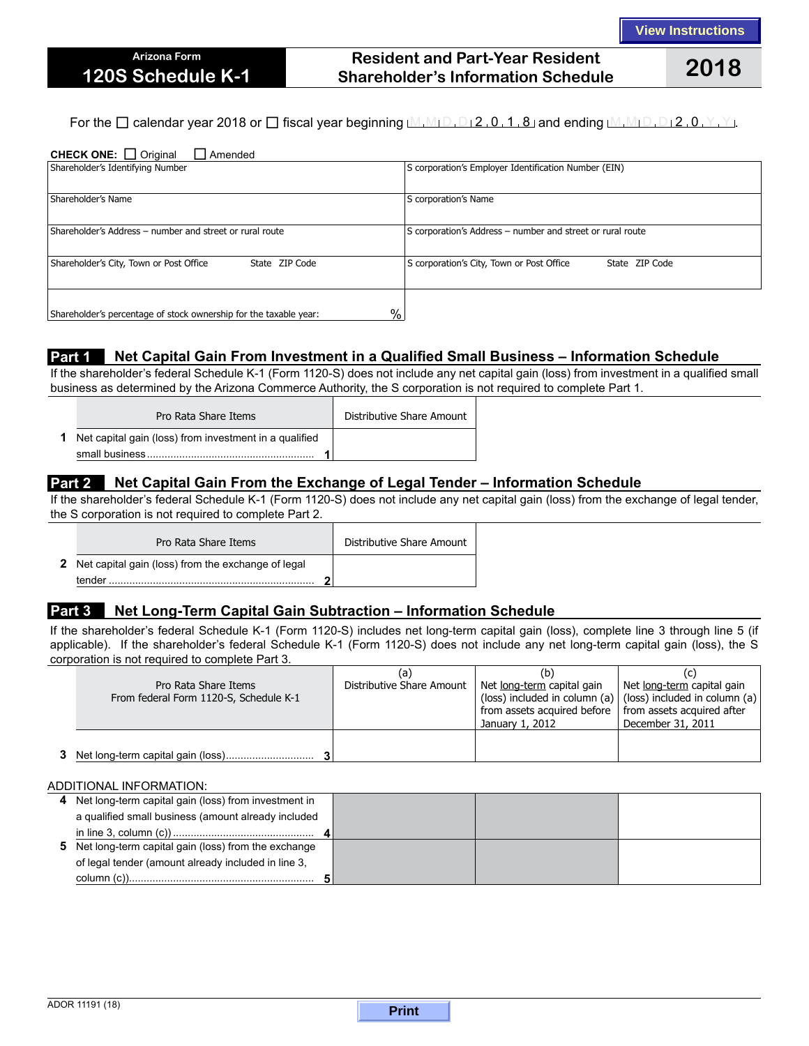View Instructions

# Arizona Form 120S Schedule K-1

## Resident and Part-Year Resident Shareholder's Information Schedule

**2018**

For the ☐ calendar year 2018 or ☐ fiscal year beginning M M D D 2 0 1 8 and ending M M D D 2 0 Y Y.

**CHECK ONE:** ☐ Original ☐ Amended

| | |
|---|---|
| Shareholder's Identifying Number | S corporation's Employer Identification Number (EIN) |
| Shareholder's Name | S corporation's Name |
| Shareholder's Address – number and street or rural route | S corporation's Address – number and street or rural route |
| Shareholder's City, Town or Post Office State ZIP Code | S corporation's City, Town or Post Office State ZIP Code |
| Shareholder's percentage of stock ownership for the taxable year: % | |

## Part 1 Net Capital Gain From Investment in a Qualified Small Business – Information Schedule

If the shareholder's federal Schedule K-1 (Form 1120-S) does not include any net capital gain (loss) from investment in a qualified small business as determined by the Arizona Commerce Authority, the S corporation is not required to complete Part 1.

| Pro Rata Share Items | Distributive Share Amount |
|---|---|
| 1 Net capital gain (loss) from investment in a qualified small business .......... 1 | |

## Part 2 Net Capital Gain From the Exchange of Legal Tender – Information Schedule

If the shareholder's federal Schedule K-1 (Form 1120-S) does not include any net capital gain (loss) from the exchange of legal tender, the S corporation is not required to complete Part 2.

| Pro Rata Share Items | Distributive Share Amount |
|---|---|
| 2 Net capital gain (loss) from the exchange of legal tender .......... 2 | |

## Part 3 Net Long-Term Capital Gain Subtraction – Information Schedule

If the shareholder's federal Schedule K-1 (Form 1120-S) includes net long-term capital gain (loss), complete line 3 through line 5 (if applicable). If the shareholder's federal Schedule K-1 (Form 1120-S) does not include any net long-term capital gain (loss), the S corporation is not required to complete Part 3.

| Pro Rata Share Items From federal Form 1120-S, Schedule K-1 | (a) Distributive Share Amount | (b) Net long-term capital gain (loss) included in column (a) from assets acquired before January 1, 2012 | (c) Net long-term capital gain (loss) included in column (a) from assets acquired after December 31, 2011 |
|---|---|---|---|
| 3 Net long-term capital gain (loss).......... 3 | | | |

ADDITIONAL INFORMATION:

| | (a) | (b) | (c) |
|---|---|---|---|
| 4 Net long-term capital gain (loss) from investment in a qualified small business (amount already included in line 3, column (c)) .......... 4 | | | |
| 5 Net long-term capital gain (loss) from the exchange of legal tender (amount already included in line 3, column (c)).......... 5 | | | |

ADOR 11191 (18)

Print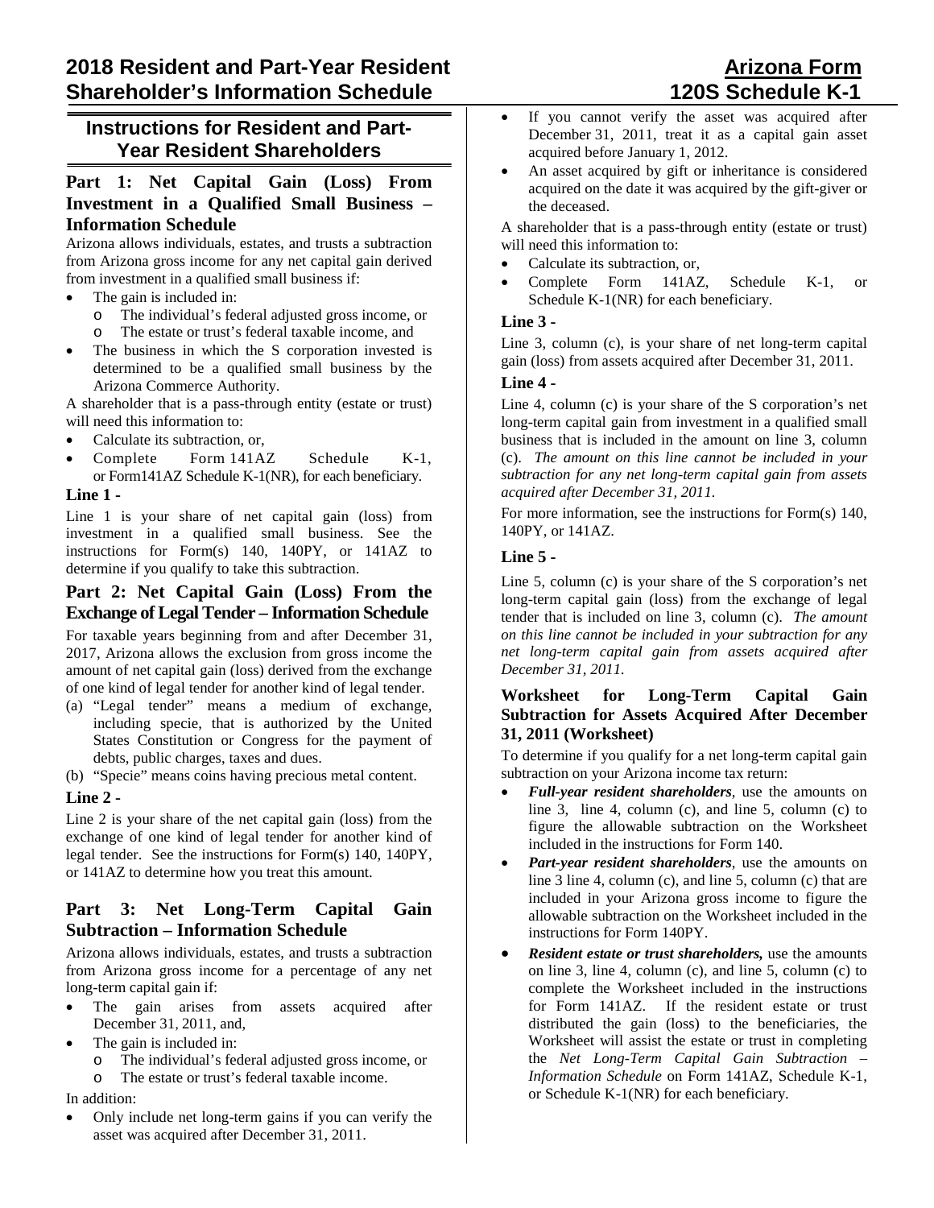# 2018 Resident and Part-Year Resident Shareholder's Information Schedule

# Arizona Form 120S Schedule K-1

## Instructions for Resident and Part-Year Resident Shareholders

### Part 1: Net Capital Gain (Loss) From Investment in a Qualified Small Business – Information Schedule

Arizona allows individuals, estates, and trusts a subtraction from Arizona gross income for any net capital gain derived from investment in a qualified small business if:

- The gain is included in:
  - The individual's federal adjusted gross income, or
  - The estate or trust's federal taxable income, and
- The business in which the S corporation invested is determined to be a qualified small business by the Arizona Commerce Authority.

A shareholder that is a pass-through entity (estate or trust) will need this information to:

- Calculate its subtraction, or,
- Complete Form 141AZ Schedule K-1, or Form141AZ Schedule K-1(NR), for each beneficiary.

**Line 1 -**

Line 1 is your share of net capital gain (loss) from investment in a qualified small business. See the instructions for Form(s) 140, 140PY, or 141AZ to determine if you qualify to take this subtraction.

### Part 2: Net Capital Gain (Loss) From the Exchange of Legal Tender – Information Schedule

For taxable years beginning from and after December 31, 2017, Arizona allows the exclusion from gross income the amount of net capital gain (loss) derived from the exchange of one kind of legal tender for another kind of legal tender.

(a) "Legal tender" means a medium of exchange, including specie, that is authorized by the United States Constitution or Congress for the payment of debts, public charges, taxes and dues.

(b) "Specie" means coins having precious metal content.

**Line 2 -**

Line 2 is your share of the net capital gain (loss) from the exchange of one kind of legal tender for another kind of legal tender. See the instructions for Form(s) 140, 140PY, or 141AZ to determine how you treat this amount.

### Part 3: Net Long-Term Capital Gain Subtraction – Information Schedule

Arizona allows individuals, estates, and trusts a subtraction from Arizona gross income for a percentage of any net long-term capital gain if:

- The gain arises from assets acquired after December 31, 2011, and,
- The gain is included in:
  - The individual's federal adjusted gross income, or
  - The estate or trust's federal taxable income.

In addition:

- Only include net long-term gains if you can verify the asset was acquired after December 31, 2011.
- If you cannot verify the asset was acquired after December 31, 2011, treat it as a capital gain asset acquired before January 1, 2012.
- An asset acquired by gift or inheritance is considered acquired on the date it was acquired by the gift-giver or the deceased.

A shareholder that is a pass-through entity (estate or trust) will need this information to:

- Calculate its subtraction, or,
- Complete Form 141AZ, Schedule K-1, or Schedule K-1(NR) for each beneficiary.

**Line 3 -**

Line 3, column (c), is your share of net long-term capital gain (loss) from assets acquired after December 31, 2011.

**Line 4 -**

Line 4, column (c) is your share of the S corporation's net long-term capital gain from investment in a qualified small business that is included in the amount on line 3, column (c). *The amount on this line cannot be included in your subtraction for any net long-term capital gain from assets acquired after December 31, 2011.*

For more information, see the instructions for Form(s) 140, 140PY, or 141AZ.

**Line 5 -**

Line 5, column (c) is your share of the S corporation's net long-term capital gain (loss) from the exchange of legal tender that is included on line 3, column (c). *The amount on this line cannot be included in your subtraction for any net long-term capital gain from assets acquired after December 31, 2011.*

### Worksheet for Long-Term Capital Gain Subtraction for Assets Acquired After December 31, 2011 (Worksheet)

To determine if you qualify for a net long-term capital gain subtraction on your Arizona income tax return:

- ***Full-year resident shareholders***, use the amounts on line 3, line 4, column (c), and line 5, column (c) to figure the allowable subtraction on the Worksheet included in the instructions for Form 140.
- ***Part-year resident shareholders***, use the amounts on line 3 line 4, column (c), and line 5, column (c) that are included in your Arizona gross income to figure the allowable subtraction on the Worksheet included in the instructions for Form 140PY.
- ***Resident estate or trust shareholders,*** use the amounts on line 3, line 4, column (c), and line 5, column (c) to complete the Worksheet included in the instructions for Form 141AZ. If the resident estate or trust distributed the gain (loss) to the beneficiaries, the Worksheet will assist the estate or trust in completing the *Net Long-Term Capital Gain Subtraction – Information Schedule* on Form 141AZ, Schedule K-1, or Schedule K-1(NR) for each beneficiary.